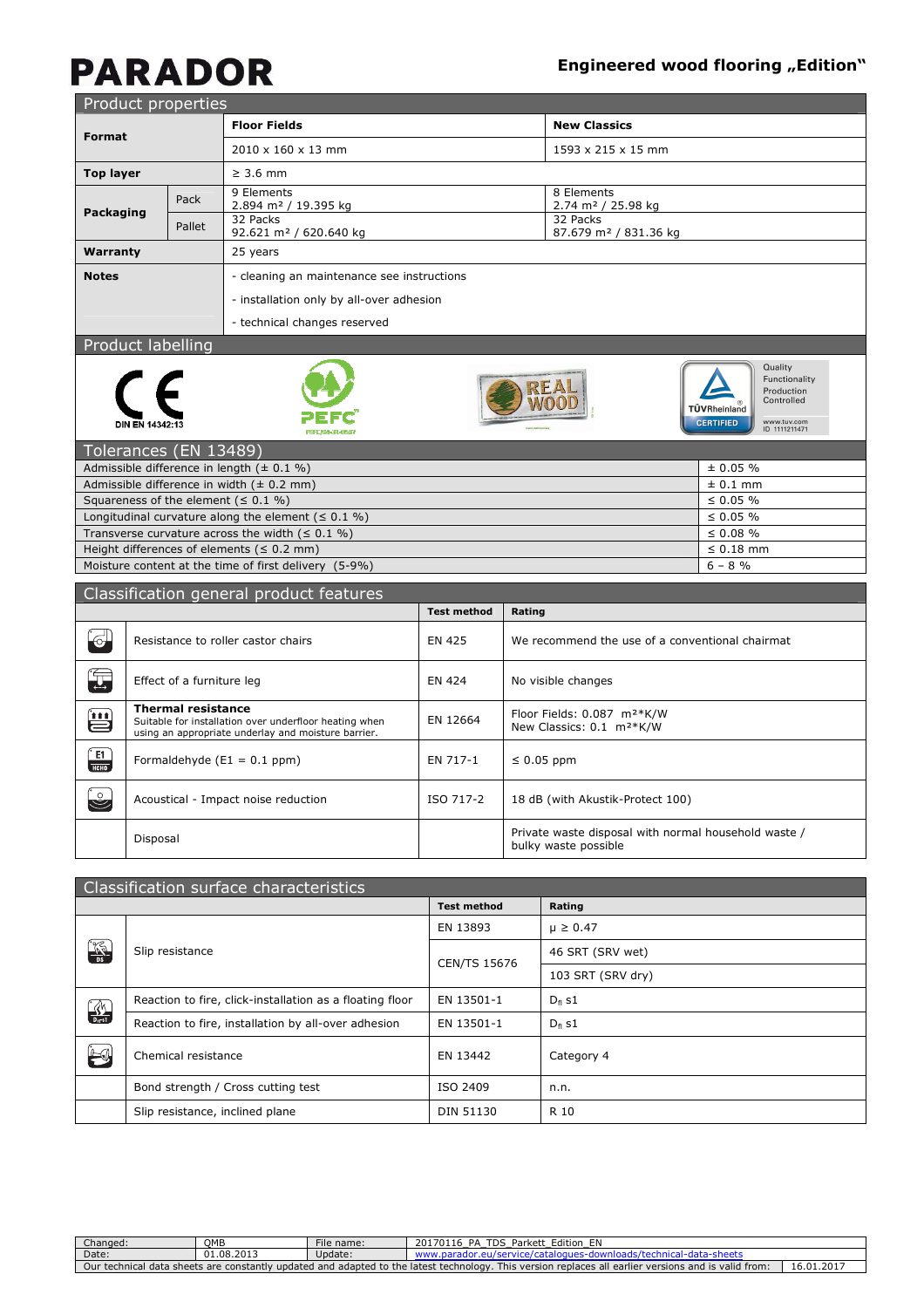# PARADOR

## Engineered wood flooring „Edition"

## Product properties

| | | Floor Fields | New Classics |
|---|---|---|---|
| **Format** | | 2010 x 160 x 13 mm | 1593 x 215 x 15 mm |
| **Top layer** | | ≥ 3.6 mm | |
| **Packaging** | Pack | 9 Elements 2.894 m² / 19.395 kg | 8 Elements 2.74 m² / 25.98 kg |
| | Pallet | 32 Packs 92.621 m² / 620.640 kg | 32 Packs 87.679 m² / 831.36 kg |
| **Warranty** | | 25 years | |
| **Notes** | | - cleaning an maintenance see instructions<br>- installation only by all-over adhesion<br>- technical changes reserved | |

## Product labelling

DIN EN 14342:13 — PEFC — REAL WOOD — TÜVRheinland CERTIFIED (Quality, Functionality, Production, Controlled; www.tuv.com ID 1111211471)

## Tolerances (EN 13489)

| | |
|---|---|
| Admissible difference in length (± 0.1 %) | ± 0.05 % |
| Admissible difference in width (± 0.2 mm) | ± 0.1 mm |
| Squareness of the element (≤ 0.1 %) | ≤ 0.05 % |
| Longitudinal curvature along the element (≤ 0.1 %) | ≤ 0.05 % |
| Transverse curvature across the width (≤ 0.1 %) | ≤ 0.08 % |
| Height differences of elements (≤ 0.2 mm) | ≤ 0.18 mm |
| Moisture content at the time of first delivery (5-9%) | 6 – 8 % |

## Classification general product features

| | Test method | Rating |
|---|---|---|
| Resistance to roller castor chairs | EN 425 | We recommend the use of a conventional chairmat |
| Effect of a furniture leg | EN 424 | No visible changes |
| **Thermal resistance** Suitable for installation over underfloor heating when using an appropriate underlay and moisture barrier. | EN 12664 | Floor Fields: 0.087 m²*K/W<br>New Classics: 0.1 m²*K/W |
| Formaldehyde (E1 = 0.1 ppm) | EN 717-1 | ≤ 0.05 ppm |
| Acoustical - Impact noise reduction | ISO 717-2 | 18 dB (with Akustik-Protect 100) |
| Disposal | | Private waste disposal with normal household waste / bulky waste possible |

## Classification surface characteristics

| | Test method | Rating |
|---|---|---|
| Slip resistance | EN 13893 | μ ≥ 0.47 |
| | CEN/TS 15676 | 46 SRT (SRV wet) |
| | | 103 SRT (SRV dry) |
| Reaction to fire, click-installation as a floating floor | EN 13501-1 | $D_{fl}$ s1 |
| Reaction to fire, installation by all-over adhesion | EN 13501-1 | $D_{fl}$ s1 |
| Chemical resistance | EN 13442 | Category 4 |
| Bond strength / Cross cutting test | ISO 2409 | n.n. |
| Slip resistance, inclined plane | DIN 51130 | R 10 |

| Changed: | QMB | File name: | 20170116_PA_TDS_Parkett_Edition_EN |
|---|---|---|---|
| Date: | 01.08.2013 | Update: | www.parador.eu/service/catalogues-downloads/technical-data-sheets |

Our technical data sheets are constantly updated and adapted to the latest technology. This version replaces all earlier versions and is valid from: 16.01.2017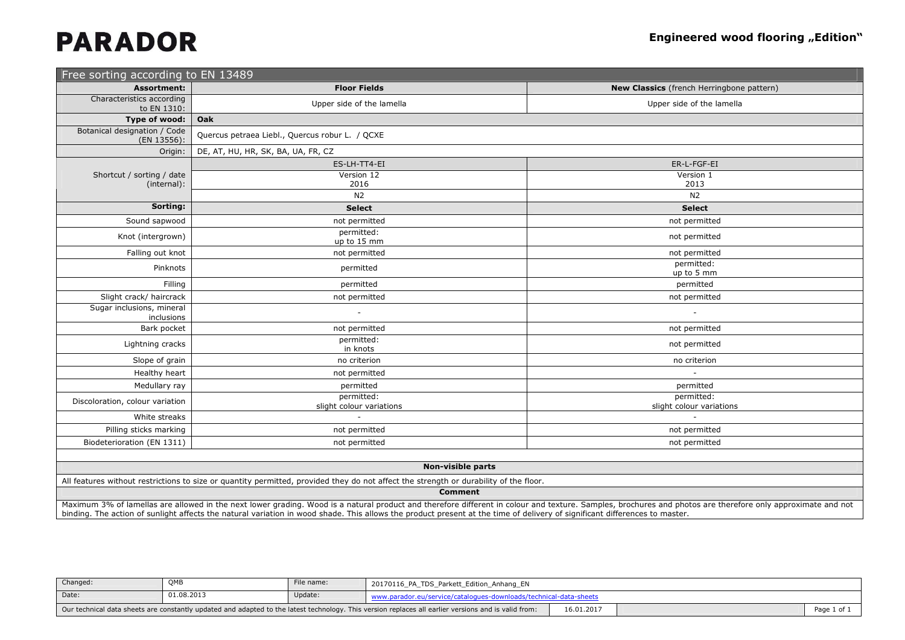# PARADOR

## Engineered wood flooring „Edition"

| Free sorting according to EN 13489 | | |
|---|---|---|
| **Assortment:** | **Floor Fields** | **New Classics** (french Herringbone pattern) |
| Characteristics according to EN 1310: | Upper side of the lamella | Upper side of the lamella |
| **Type of wood:** | **Oak** | |
| Botanical designation / Code (EN 13556): | Quercus petraea Liebl., Quercus robur L. / QCXE | |
| Origin: | DE, AT, HU, HR, SK, BA, UA, FR, CZ | |
| Shortcut / sorting / date (internal): | ES-LH-TT4-EI | ER-L-FGF-EI |
| | Version 12 2016 | Version 1 2013 |
| | N2 | N2 |
| **Sorting:** | **Select** | **Select** |
| Sound sapwood | not permitted | not permitted |
| Knot (intergrown) | permitted: up to 15 mm | not permitted |
| Falling out knot | not permitted | not permitted |
| Pinknots | permitted | permitted: up to 5 mm |
| Filling | permitted | permitted |
| Slight crack/ haircrack | not permitted | not permitted |
| Sugar inclusions, mineral inclusions | - | - |
| Bark pocket | not permitted | not permitted |
| Lightning cracks | permitted: in knots | not permitted |
| Slope of grain | no criterion | no criterion |
| Healthy heart | not permitted | - |
| Medullary ray | permitted | permitted |
| Discoloration, colour variation | permitted: slight colour variations | permitted: slight colour variations |
| White streaks | - | - |
| Pilling sticks marking | not permitted | not permitted |
| Biodeterioration (EN 1311) | not permitted | not permitted |

**Non-visible parts**

All features without restrictions to size or quantity permitted, provided they do not affect the strength or durability of the floor.

**Comment**

Maximum 3% of lamellas are allowed in the next lower grading. Wood is a natural product and therefore different in colour and texture. Samples, brochures and photos are therefore only approximate and not binding. The action of sunlight affects the natural variation in wood shade. This allows the product present at the time of delivery of significant differences to master.

| | | | |
|---|---|---|---|
| Changed: | QMB | File name: | 20170116_PA_TDS_Parkett_Edition_Anhang_EN |
| Date: | 01.08.2013 | Update: | www.parador.eu/service/catalogues-downloads/technical-data-sheets |

Our technical data sheets are constantly updated and adapted to the latest technology. This version replaces all earlier versions and is valid from: 16.01.2017